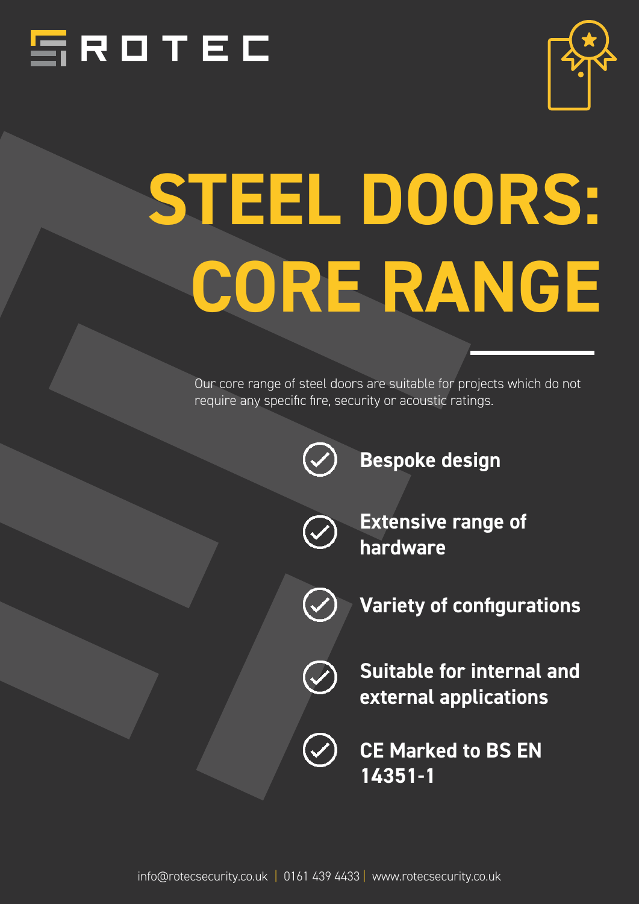ROTEC

# STEEL DOORS: CORE RANGE

Our core range of steel doors are suitable for projects which do not require any specific fire, security or acoustic ratings.

- **Bespoke design**
- **Extensive range of hardware**
- **Variety of configurations**
- **Suitable for internal and external applications**
- **CE Marked to BS EN 14351-1**

info@rotecsecurity.co.uk | 0161 439 4433 | www.rotecsecurity.co.uk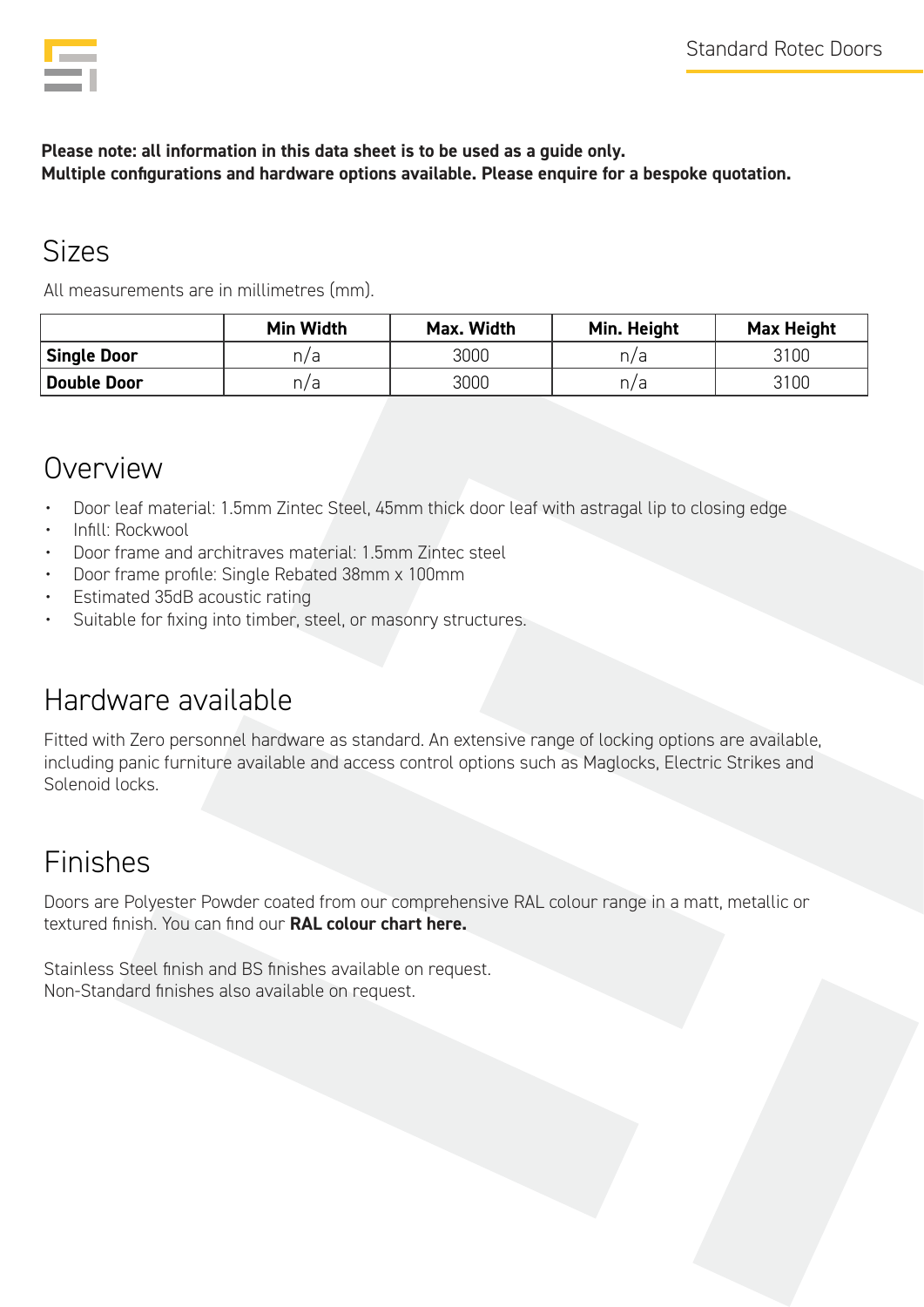**Please note: all information in this data sheet is to be used as a guide only.**
**Multiple configurations and hardware options available. Please enquire for a bespoke quotation.**

## Sizes

All measurements are in millimetres (mm).

| | Min Width | Max. Width | Min. Height | Max Height |
|---|---|---|---|---|
| **Single Door** | n/a | 3000 | n/a | 3100 |
| **Double Door** | n/a | 3000 | n/a | 3100 |

## Overview

- Door leaf material: 1.5mm Zintec Steel, 45mm thick door leaf with astragal lip to closing edge
- Infill: Rockwool
- Door frame and architraves material: 1.5mm Zintec steel
- Door frame profile: Single Rebated 38mm x 100mm
- Estimated 35dB acoustic rating
- Suitable for fixing into timber, steel, or masonry structures.

## Hardware available

Fitted with Zero personnel hardware as standard. An extensive range of locking options are available, including panic furniture available and access control options such as Maglocks, Electric Strikes and Solenoid locks.

## Finishes

Doors are Polyester Powder coated from our comprehensive RAL colour range in a matt, metallic or textured finish. You can find our **RAL colour chart here.**

Stainless Steel finish and BS finishes available on request.
Non-Standard finishes also available on request.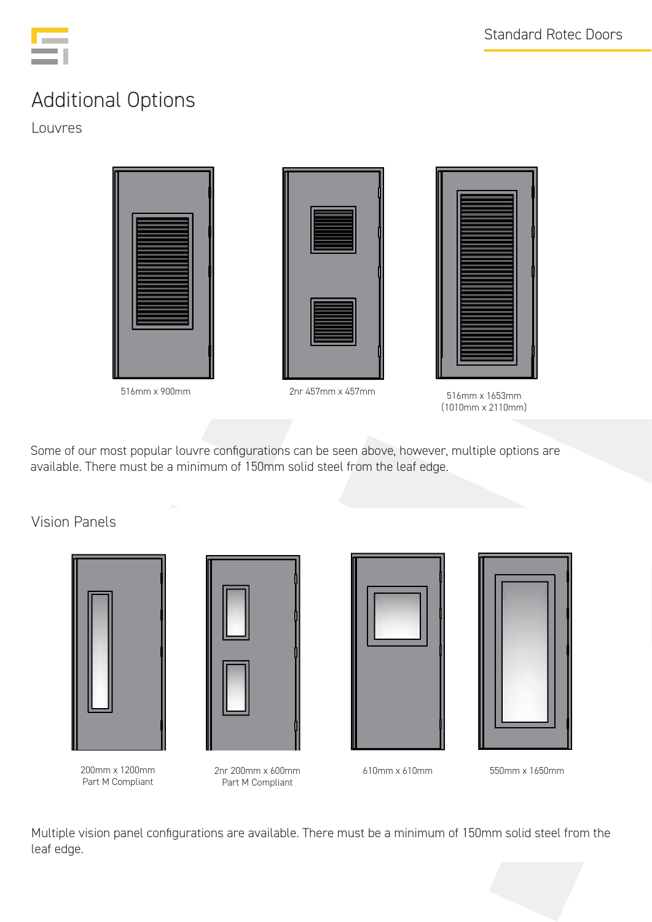# Additional Options

## Louvres

516mm x 900mm

2nr 457mm x 457mm

516mm x 1653mm
(1010mm x 2110mm)

Some of our most popular louvre configurations can be seen above, however, multiple options are available. There must be a minimum of 150mm solid steel from the leaf edge.

## Vision Panels

200mm x 1200mm
Part M Compliant

2nr 200mm x 600mm
Part M Compliant

610mm x 610mm

550mm x 1650mm

Multiple vision panel configurations are available. There must be a minimum of 150mm solid steel from the leaf edge.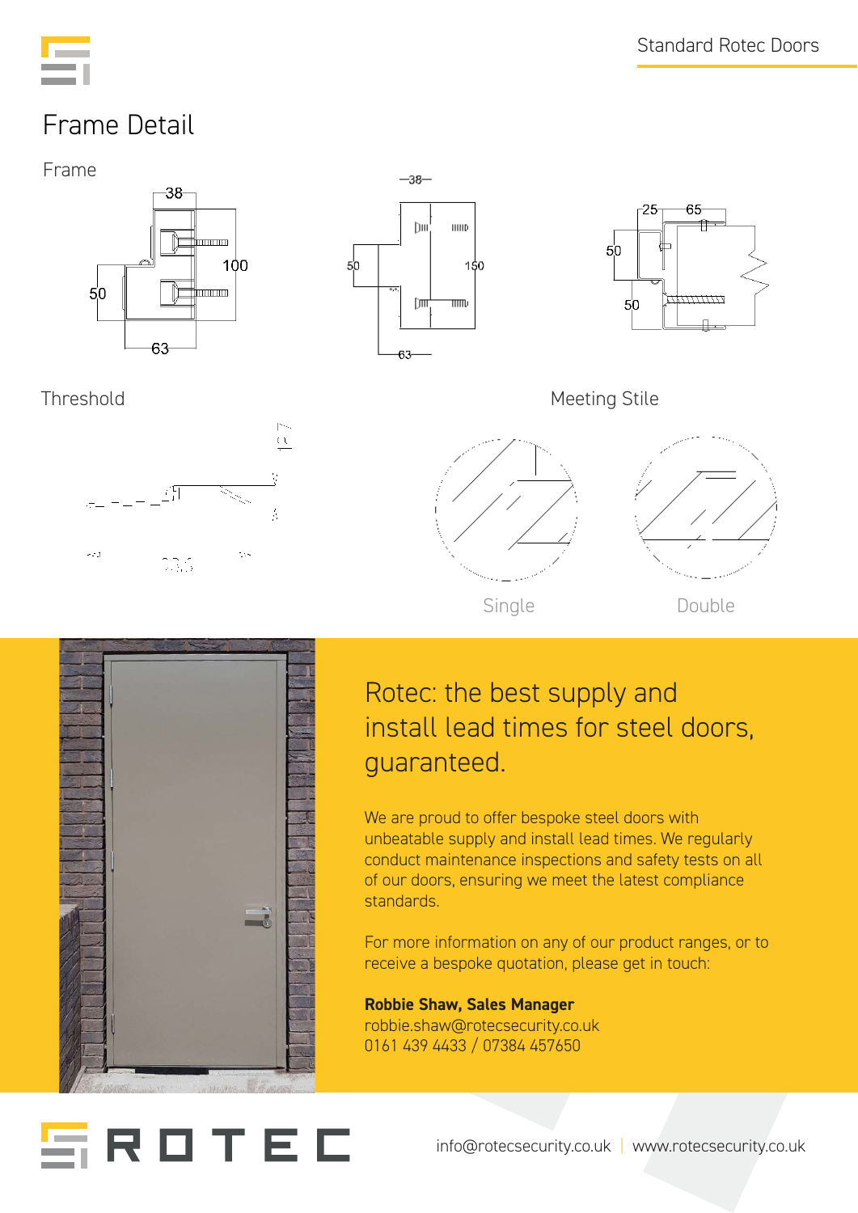# Frame Detail

## Frame

38

100

50

63

38

50

150

63

25 65

50

50

## Threshold

## Meeting Stile

Single

Double

## Rotec: the best supply and install lead times for steel doors, guaranteed.

We are proud to offer bespoke steel doors with unbeatable supply and install lead times. We regularly conduct maintenance inspections and safety tests on all of our doors, ensuring we meet the latest compliance standards.

For more information on any of our product ranges, or to receive a bespoke quotation, please get in touch:

**Robbie Shaw, Sales Manager**
robbie.shaw@rotecsecurity.co.uk
0161 439 4433 / 07384 457650

ROTEC

info@rotecsecurity.co.uk | www.rotecsecurity.co.uk